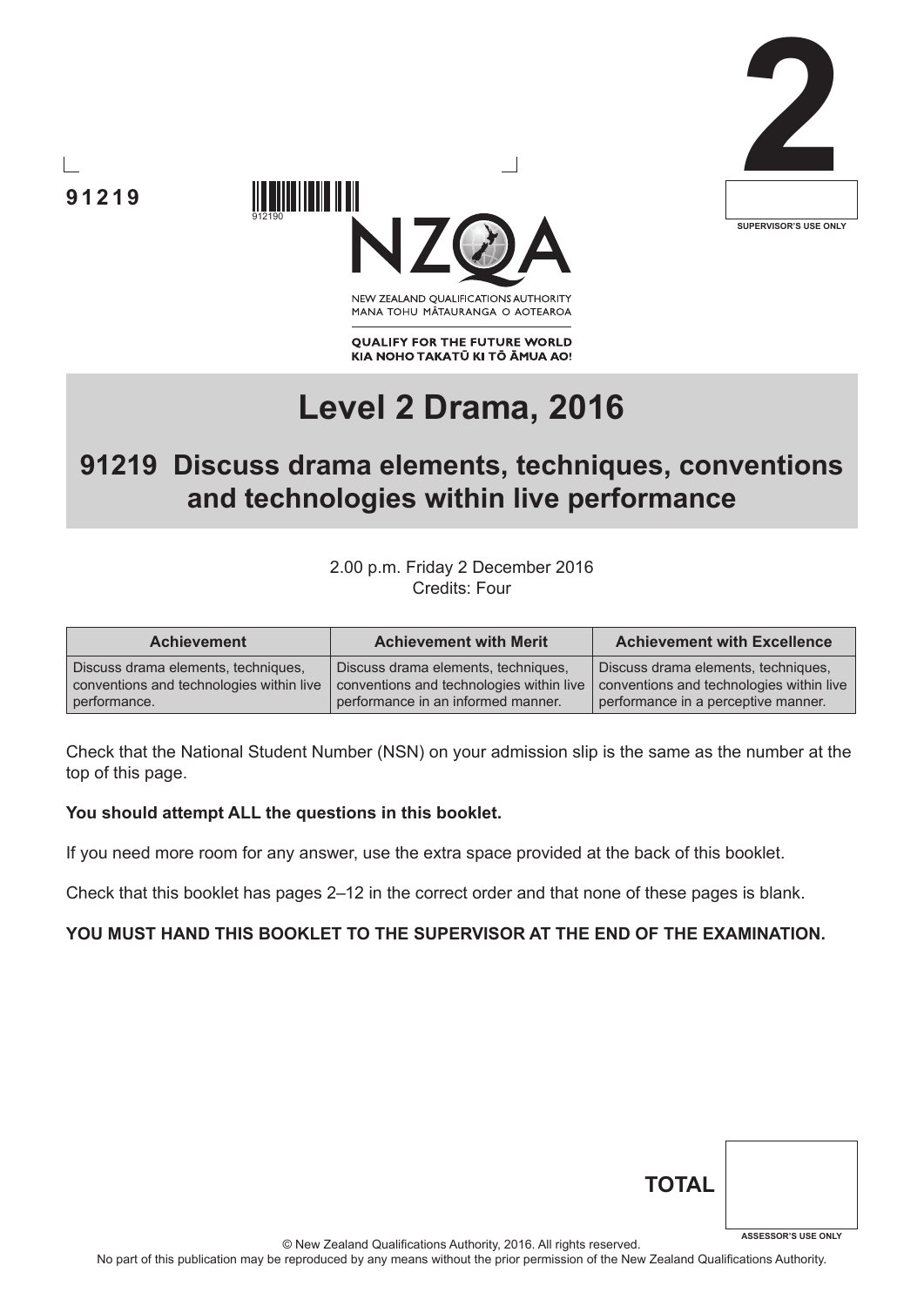91219

912190

NEW ZEALAND QUALIFICATIONS AUTHORITY
MANA TOHU MĀTAURANGA O AOTEAROA

QUALIFY FOR THE FUTURE WORLD
KIA NOHO TAKATŪ KI TŌ ĀMUA AO!

2

SUPERVISOR'S USE ONLY

# Level 2 Drama, 2016

## 91219 Discuss drama elements, techniques, conventions and technologies within live performance

2.00 p.m. Friday 2 December 2016
Credits: Four

| Achievement | Achievement with Merit | Achievement with Excellence |
|---|---|---|
| Discuss drama elements, techniques, conventions and technologies within live performance. | Discuss drama elements, techniques, conventions and technologies within live performance in an informed manner. | Discuss drama elements, techniques, conventions and technologies within live performance in a perceptive manner. |

Check that the National Student Number (NSN) on your admission slip is the same as the number at the top of this page.

**You should attempt ALL the questions in this booklet.**

If you need more room for any answer, use the extra space provided at the back of this booklet.

Check that this booklet has pages 2–12 in the correct order and that none of these pages is blank.

**YOU MUST HAND THIS BOOKLET TO THE SUPERVISOR AT THE END OF THE EXAMINATION.**

**TOTAL**

ASSESSOR'S USE ONLY

© New Zealand Qualifications Authority, 2016. All rights reserved.
No part of this publication may be reproduced by any means without the prior permission of the New Zealand Qualifications Authority.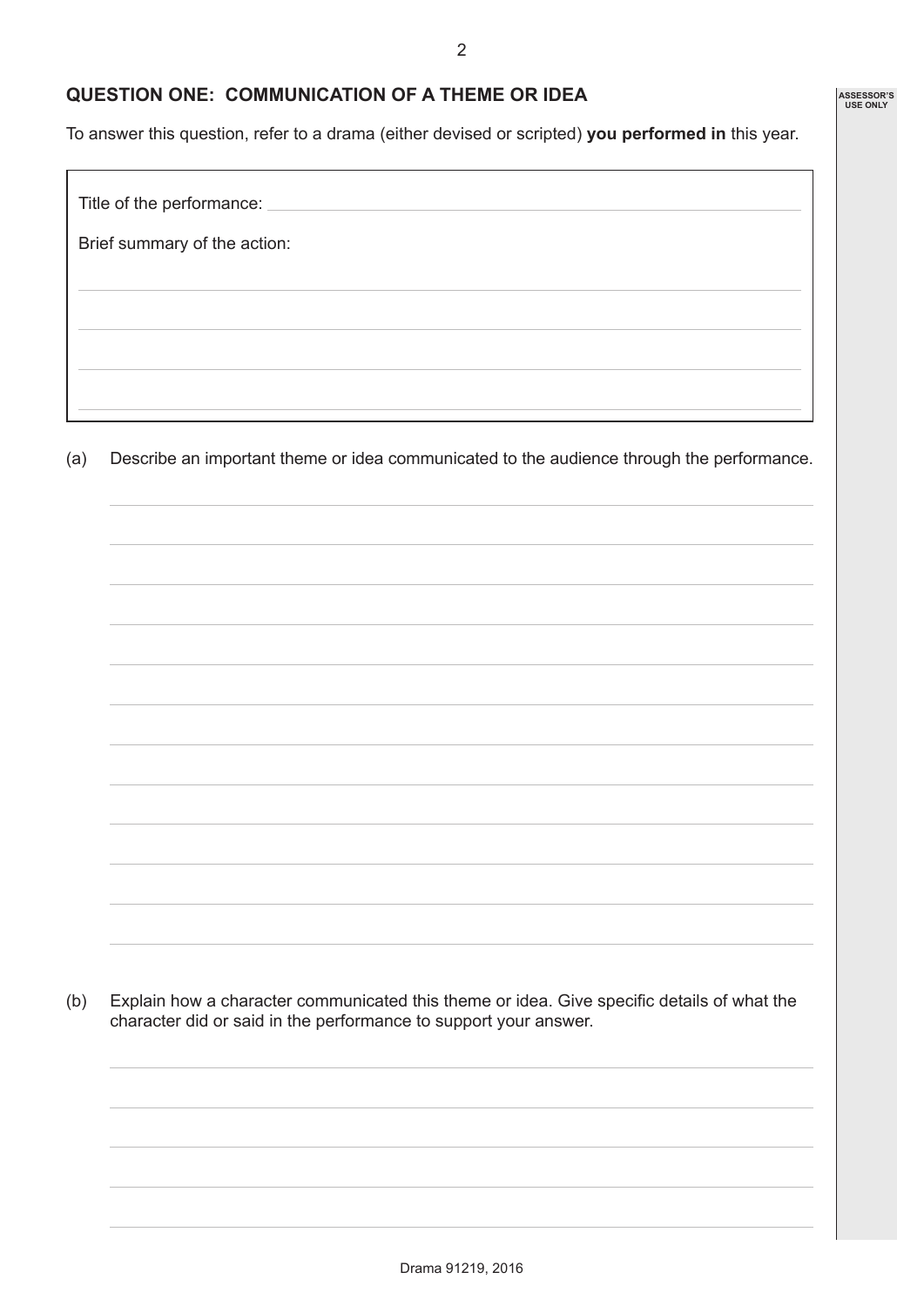## QUESTION ONE: COMMUNICATION OF A THEME OR IDEA

To answer this question, refer to a drama (either devised or scripted) **you performed in** this year.

Title of the performance:

Brief summary of the action:

(a) Describe an important theme or idea communicated to the audience through the performance.

(b) Explain how a character communicated this theme or idea. Give specific details of what the character did or said in the performance to support your answer.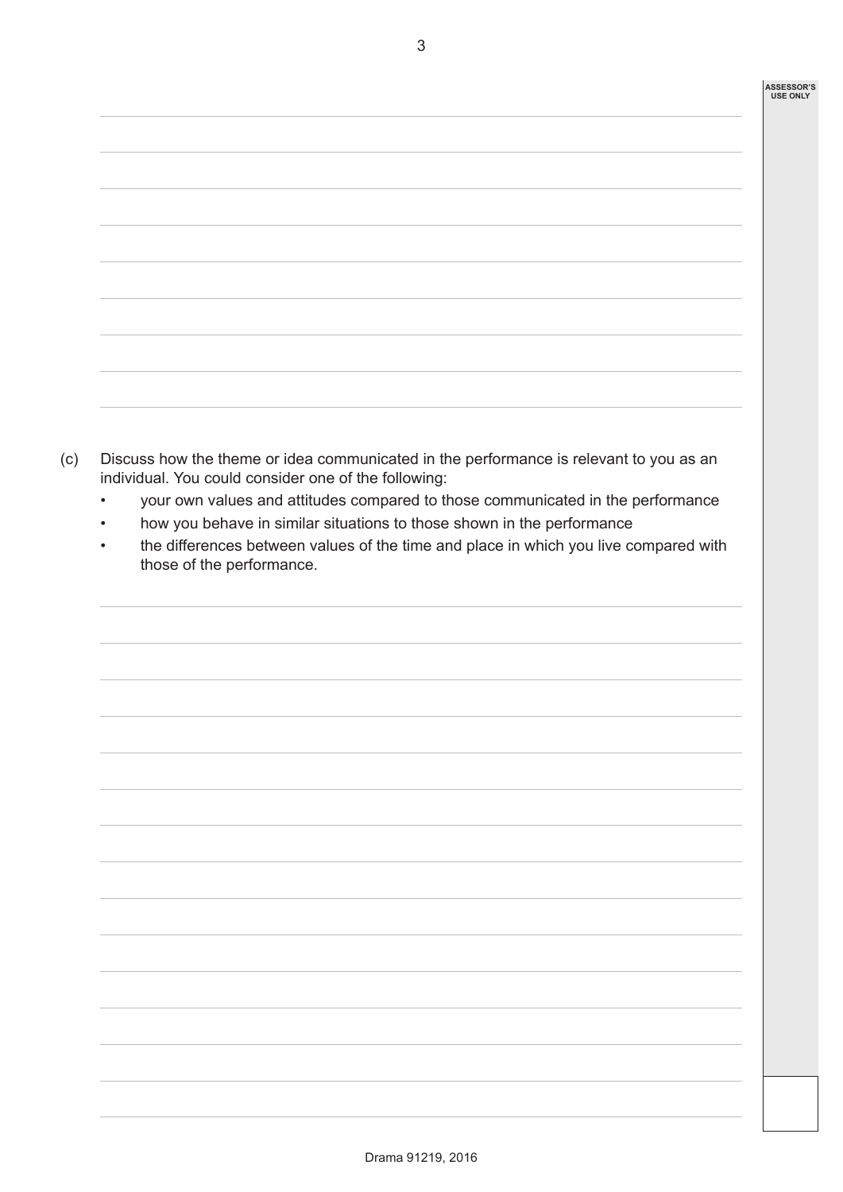(c) Discuss how the theme or idea communicated in the performance is relevant to you as an individual. You could consider one of the following:

- your own values and attitudes compared to those communicated in the performance
- how you behave in similar situations to those shown in the performance
- the differences between values of the time and place in which you live compared with those of the performance.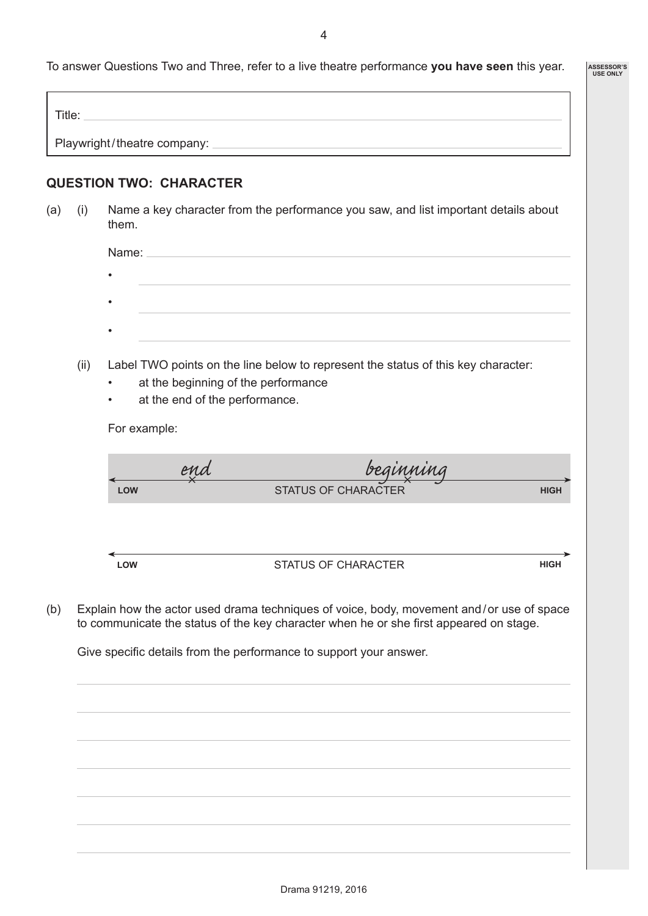To answer Questions Two and Three, refer to a live theatre performance **you have seen** this year.

ASSESSOR'S USE ONLY

Title: 

Playwright / theatre company: 

## QUESTION TWO: CHARACTER

(a) (i) Name a key character from the performance you saw, and list important details about them.

Name: 

- 
- 
- 

(ii) Label TWO points on the line below to represent the status of this key character:

- at the beginning of the performance
- at the end of the performance.

For example:

*end* × ......... *beginning* ×

LOW ← STATUS OF CHARACTER → HIGH

LOW ← STATUS OF CHARACTER → HIGH

(b) Explain how the actor used drama techniques of voice, body, movement and / or use of space to communicate the status of the key character when he or she first appeared on stage.

Give specific details from the performance to support your answer.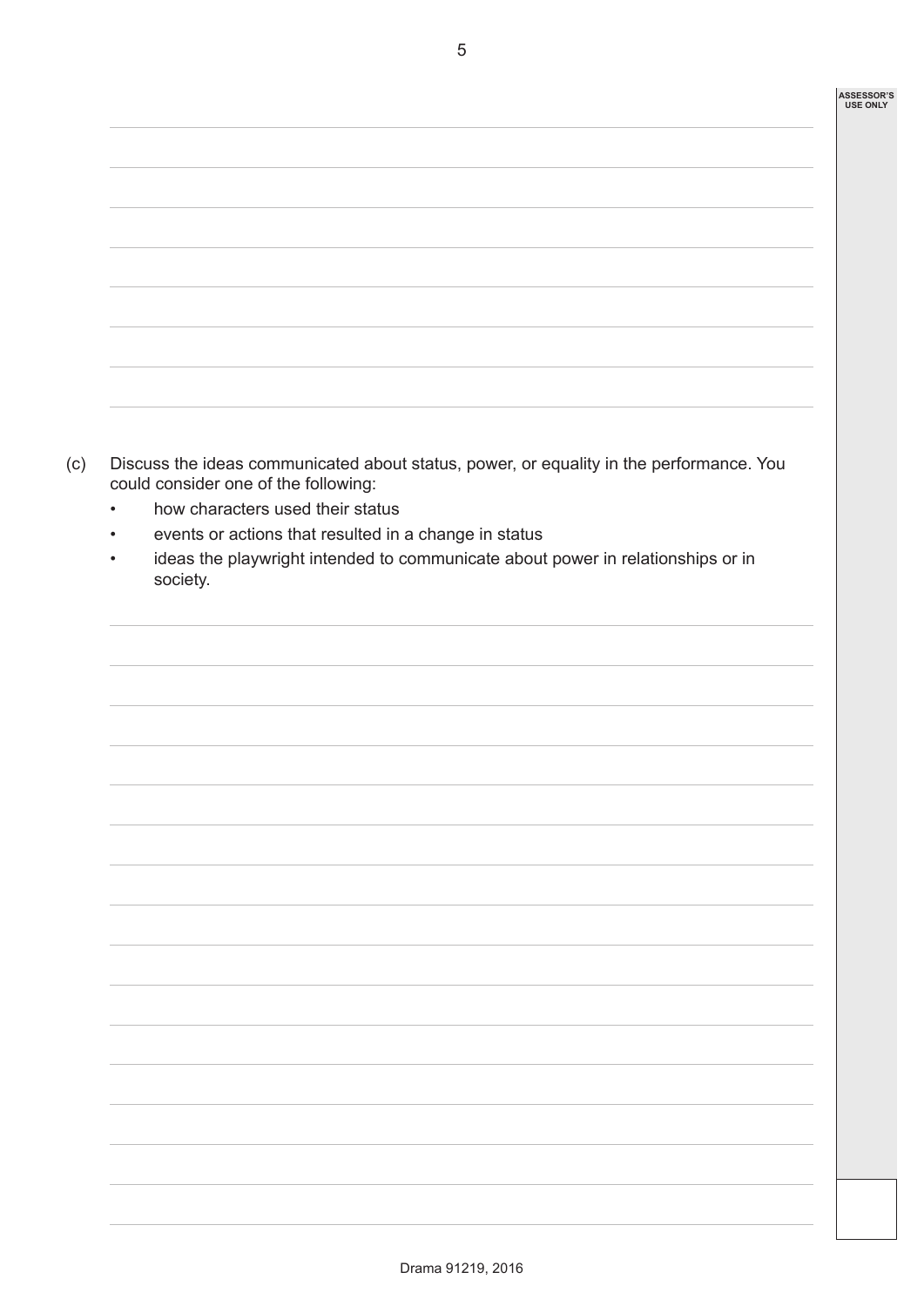(c) Discuss the ideas communicated about status, power, or equality in the performance. You could consider one of the following:

- how characters used their status
- events or actions that resulted in a change in status
- ideas the playwright intended to communicate about power in relationships or in society.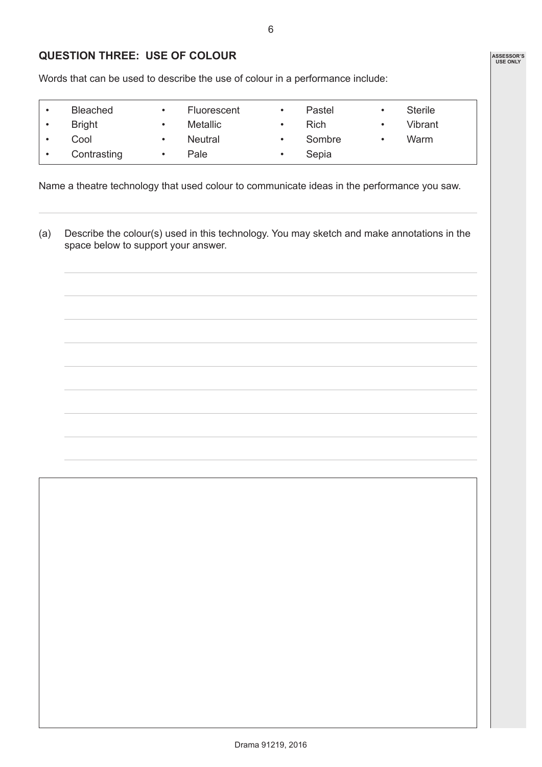## QUESTION THREE: USE OF COLOUR

Words that can be used to describe the use of colour in a performance include:

| | | | |
|---|---|---|---|
| • Bleached | • Fluorescent | • Pastel | • Sterile |
| • Bright | • Metallic | • Rich | • Vibrant |
| • Cool | • Neutral | • Sombre | • Warm |
| • Contrasting | • Pale | • Sepia | |

Name a theatre technology that used colour to communicate ideas in the performance you saw.

(a) Describe the colour(s) used in this technology. You may sketch and make annotations in the space below to support your answer.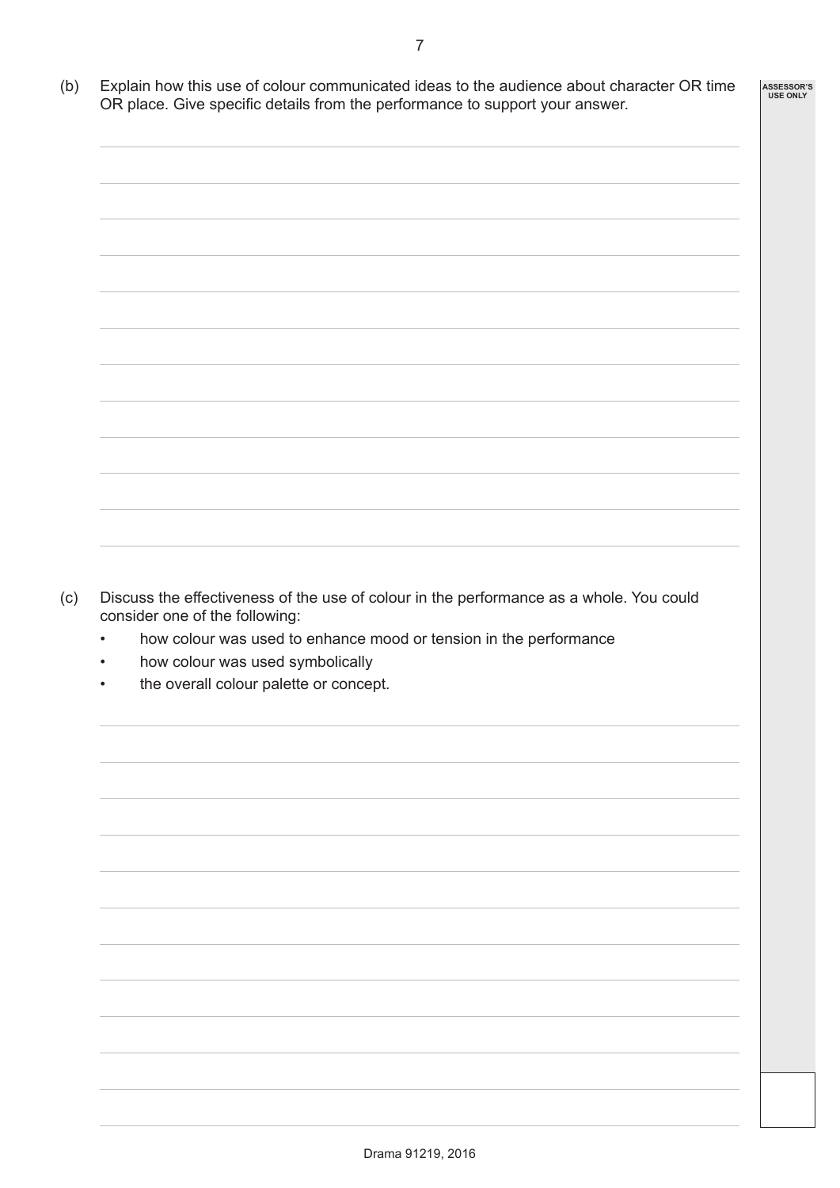(b) Explain how this use of colour communicated ideas to the audience about character OR time OR place. Give specific details from the performance to support your answer.

(c) Discuss the effectiveness of the use of colour in the performance as a whole. You could consider one of the following:

- how colour was used to enhance mood or tension in the performance
- how colour was used symbolically
- the overall colour palette or concept.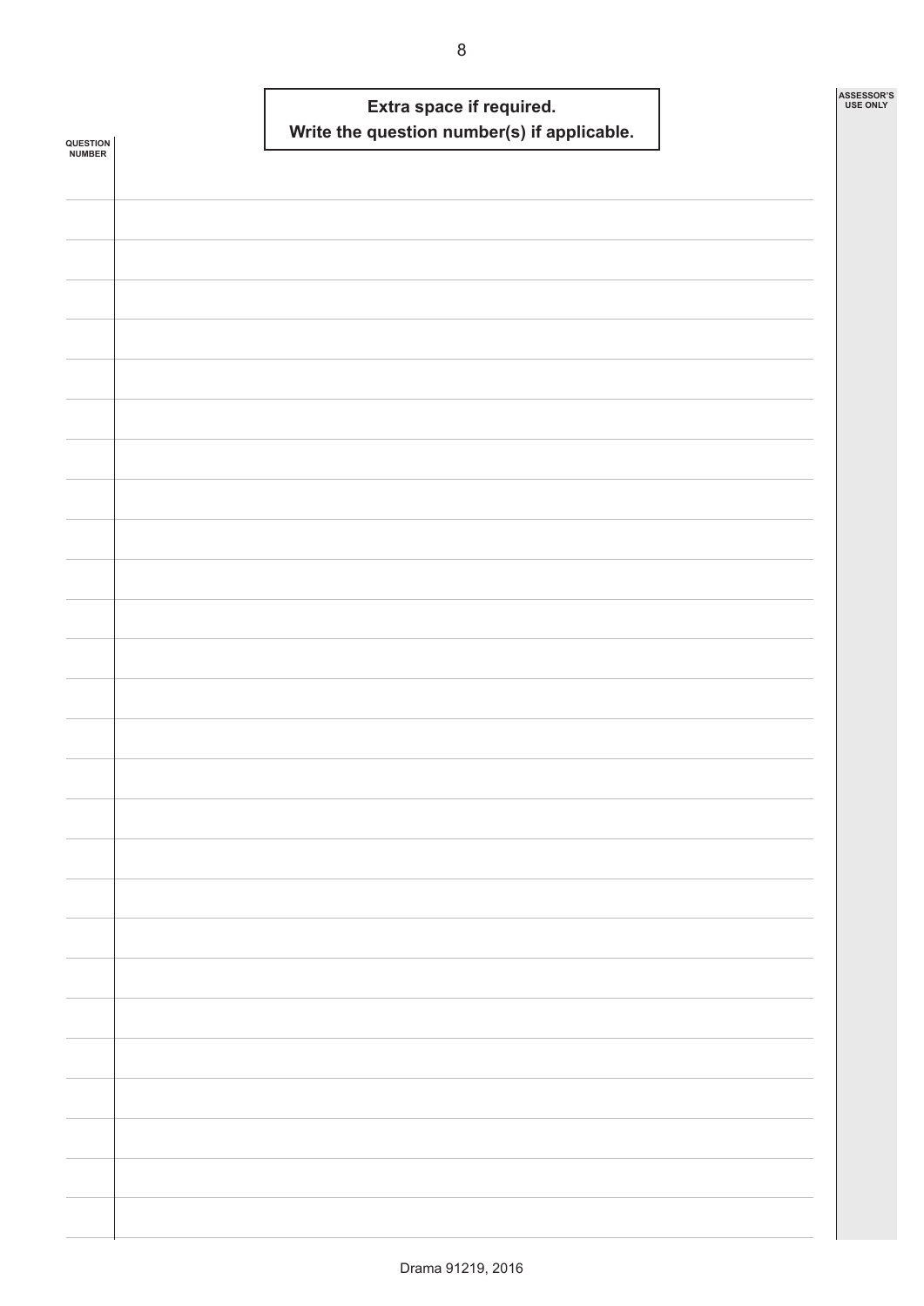**Extra space if required.**
**Write the question number(s) if applicable.**

QUESTION NUMBER

ASSESSOR'S USE ONLY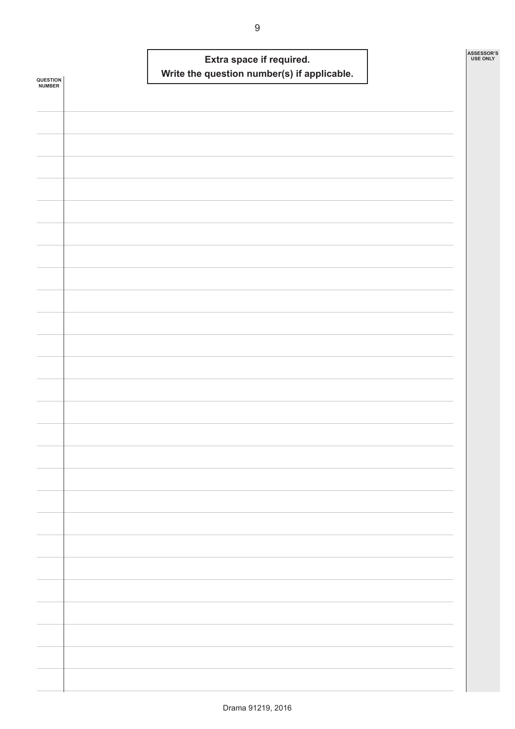**Extra space if required.**
**Write the question number(s) if applicable.**

QUESTION NUMBER

ASSESSOR'S USE ONLY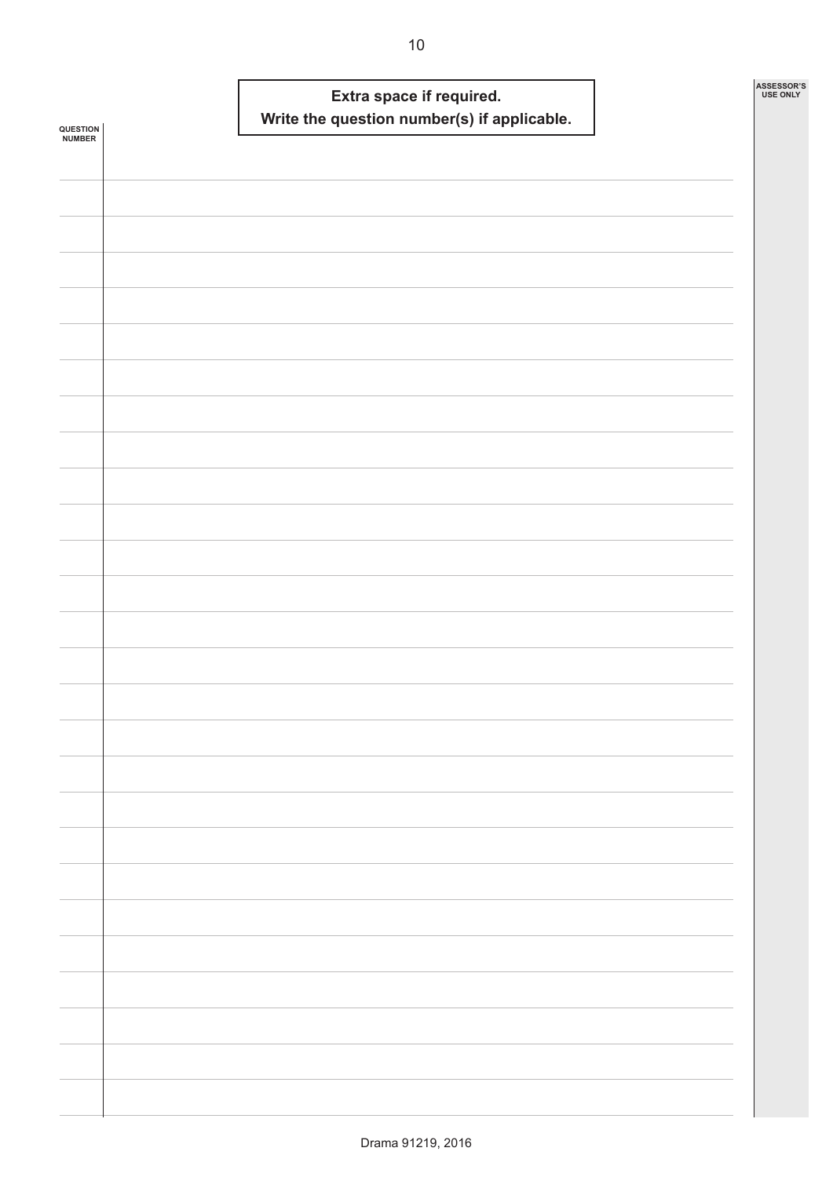**Extra space if required.**
**Write the question number(s) if applicable.**

QUESTION NUMBER

ASSESSOR'S USE ONLY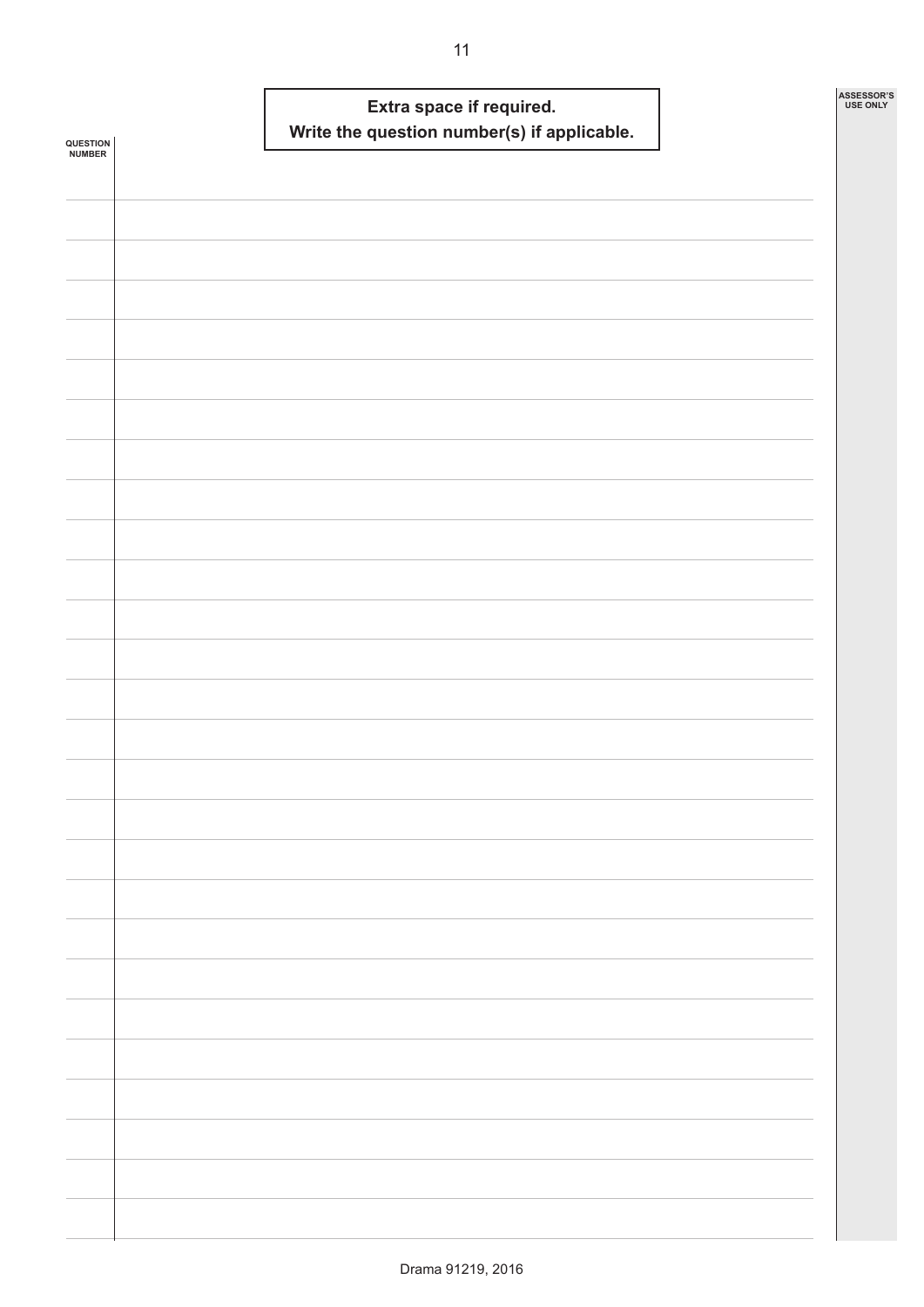**Extra space if required.**
**Write the question number(s) if applicable.**

QUESTION NUMBER

ASSESSOR'S USE ONLY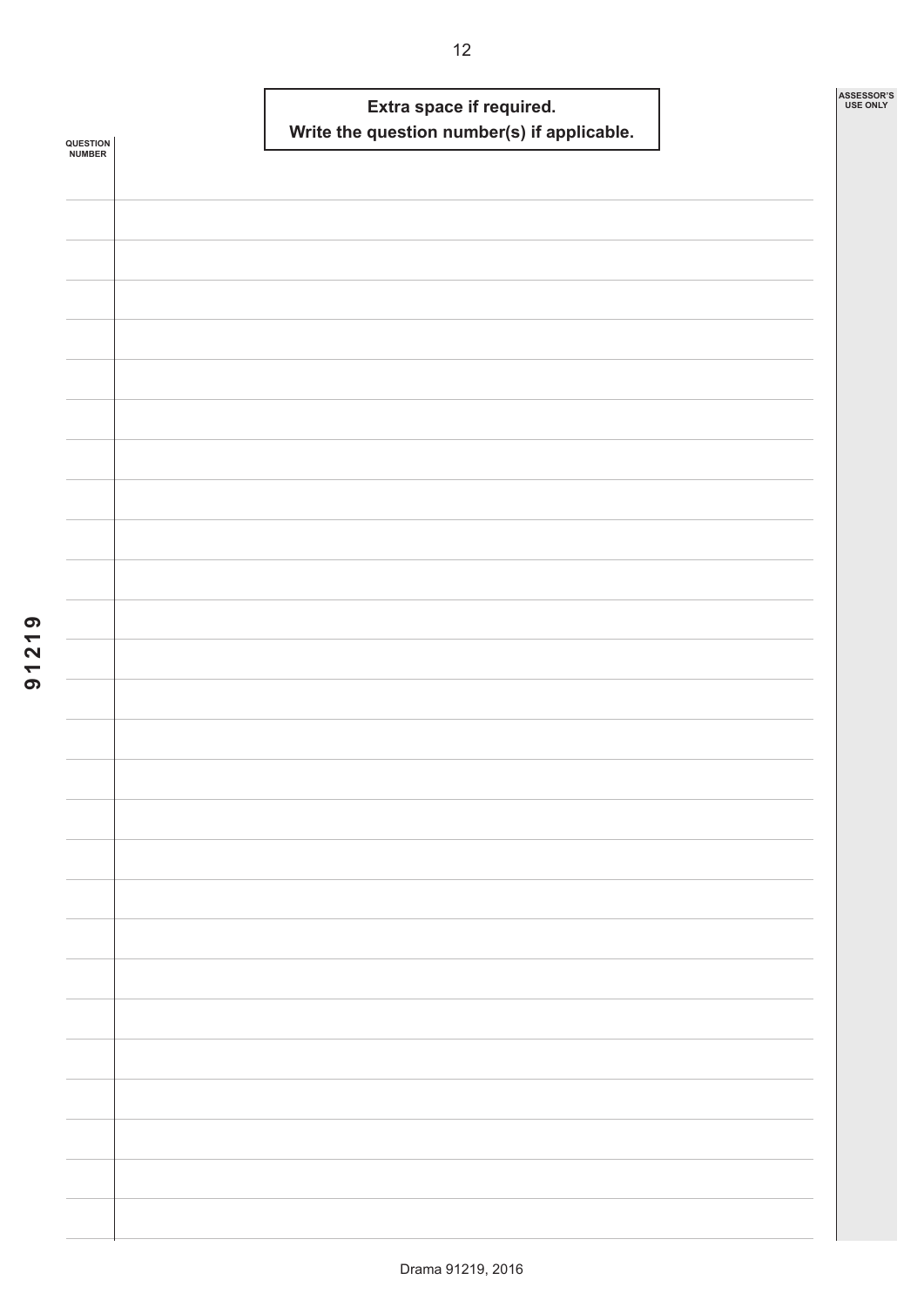**Extra space if required.**
**Write the question number(s) if applicable.**

QUESTION NUMBER

ASSESSOR'S USE ONLY